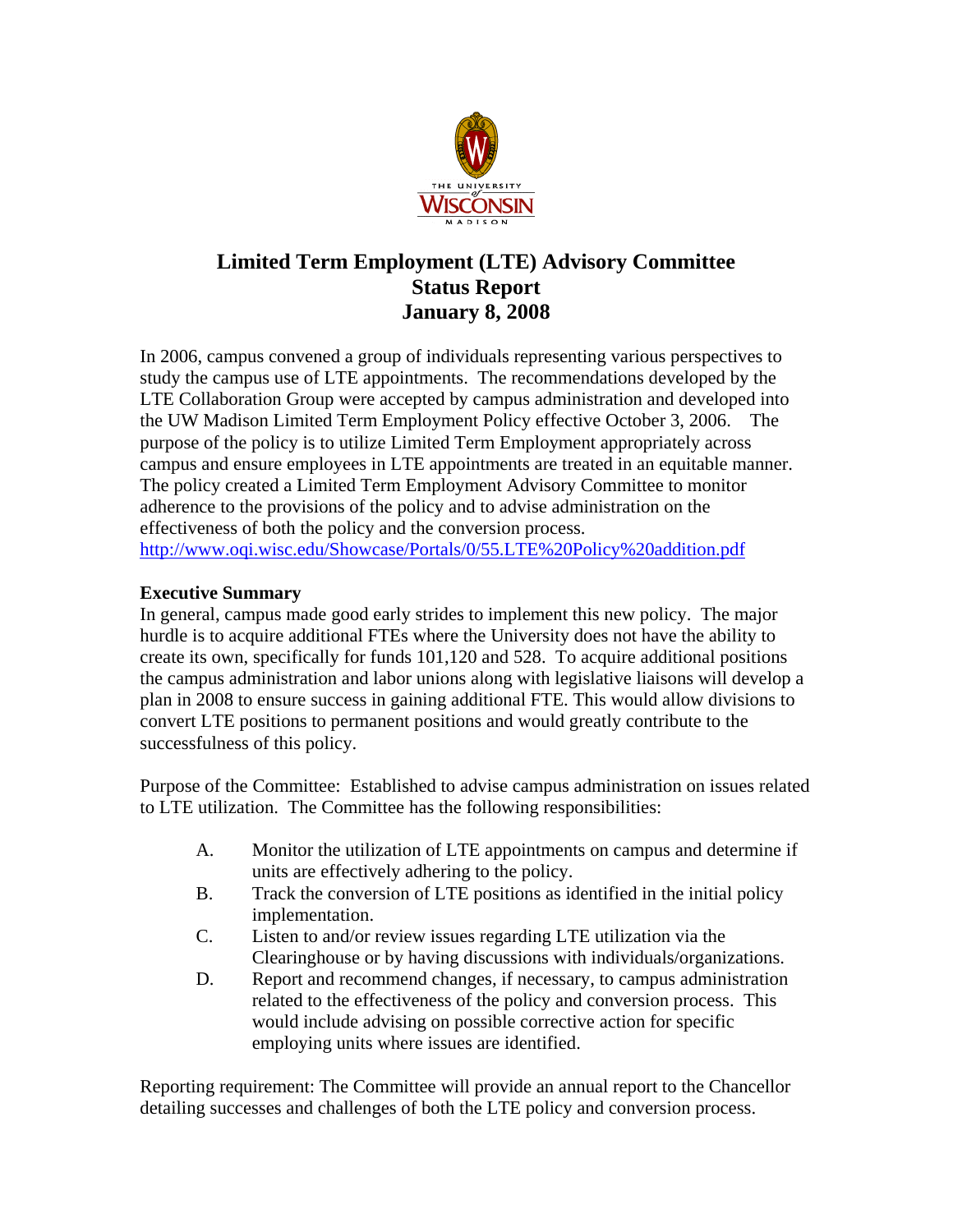# Limited Term Employment (LTE) Advisory Committee
# Status Report
# January 8, 2008

In 2006, campus convened a group of individuals representing various perspectives to study the campus use of LTE appointments. The recommendations developed by the LTE Collaboration Group were accepted by campus administration and developed into the UW Madison Limited Term Employment Policy effective October 3, 2006. The purpose of the policy is to utilize Limited Term Employment appropriately across campus and ensure employees in LTE appointments are treated in an equitable manner. The policy created a Limited Term Employment Advisory Committee to monitor adherence to the provisions of the policy and to advise administration on the effectiveness of both the policy and the conversion process.
http://www.oqi.wisc.edu/Showcase/Portals/0/55.LTE%20Policy%20addition.pdf

**Executive Summary**
In general, campus made good early strides to implement this new policy. The major hurdle is to acquire additional FTEs where the University does not have the ability to create its own, specifically for funds 101,120 and 528. To acquire additional positions the campus administration and labor unions along with legislative liaisons will develop a plan in 2008 to ensure success in gaining additional FTE. This would allow divisions to convert LTE positions to permanent positions and would greatly contribute to the successfulness of this policy.

Purpose of the Committee: Established to advise campus administration on issues related to LTE utilization. The Committee has the following responsibilities:

A. Monitor the utilization of LTE appointments on campus and determine if units are effectively adhering to the policy.
B. Track the conversion of LTE positions as identified in the initial policy implementation.
C. Listen to and/or review issues regarding LTE utilization via the Clearinghouse or by having discussions with individuals/organizations.
D. Report and recommend changes, if necessary, to campus administration related to the effectiveness of the policy and conversion process. This would include advising on possible corrective action for specific employing units where issues are identified.

Reporting requirement: The Committee will provide an annual report to the Chancellor detailing successes and challenges of both the LTE policy and conversion process.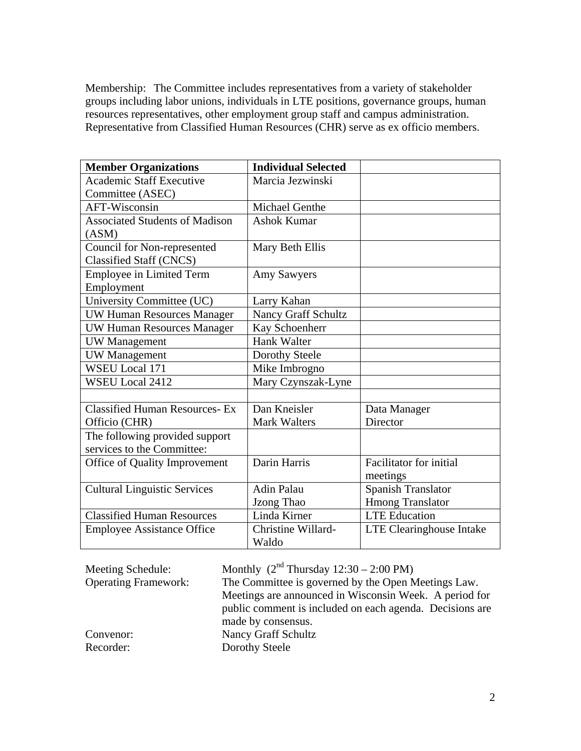Membership: The Committee includes representatives from a variety of stakeholder groups including labor unions, individuals in LTE positions, governance groups, human resources representatives, other employment group staff and campus administration. Representative from Classified Human Resources (CHR) serve as ex officio members.

| **Member Organizations** | **Individual Selected** | |
|---|---|---|
| Academic Staff Executive Committee (ASEC) | Marcia Jezwinski | |
| AFT-Wisconsin | Michael Genthe | |
| Associated Students of Madison (ASM) | Ashok Kumar | |
| Council for Non-represented Classified Staff (CNCS) | Mary Beth Ellis | |
| Employee in Limited Term Employment | Amy Sawyers | |
| University Committee (UC) | Larry Kahan | |
| UW Human Resources Manager | Nancy Graff Schultz | |
| UW Human Resources Manager | Kay Schoenherr | |
| UW Management | Hank Walter | |
| UW Management | Dorothy Steele | |
| WSEU Local 171 | Mike Imbrogno | |
| WSEU Local 2412 | Mary Czynszak-Lyne | |
| | | |
| Classified Human Resources- Ex Officio (CHR) | Dan Kneisler<br>Mark Walters | Data Manager<br>Director |
| The following provided support services to the Committee: | | |
| Office of Quality Improvement | Darin Harris | Facilitator for initial meetings |
| Cultural Linguistic Services | Adin Palau<br>Jzong Thao | Spanish Translator<br>Hmong Translator |
| Classified Human Resources | Linda Kirner | LTE Education |
| Employee Assistance Office | Christine Willard-Waldo | LTE Clearinghouse Intake |

Meeting Schedule: Monthly (2nd Thursday 12:30 – 2:00 PM)

Operating Framework: The Committee is governed by the Open Meetings Law. Meetings are announced in Wisconsin Week. A period for public comment is included on each agenda. Decisions are made by consensus.

Convenor: Nancy Graff Schultz

Recorder: Dorothy Steele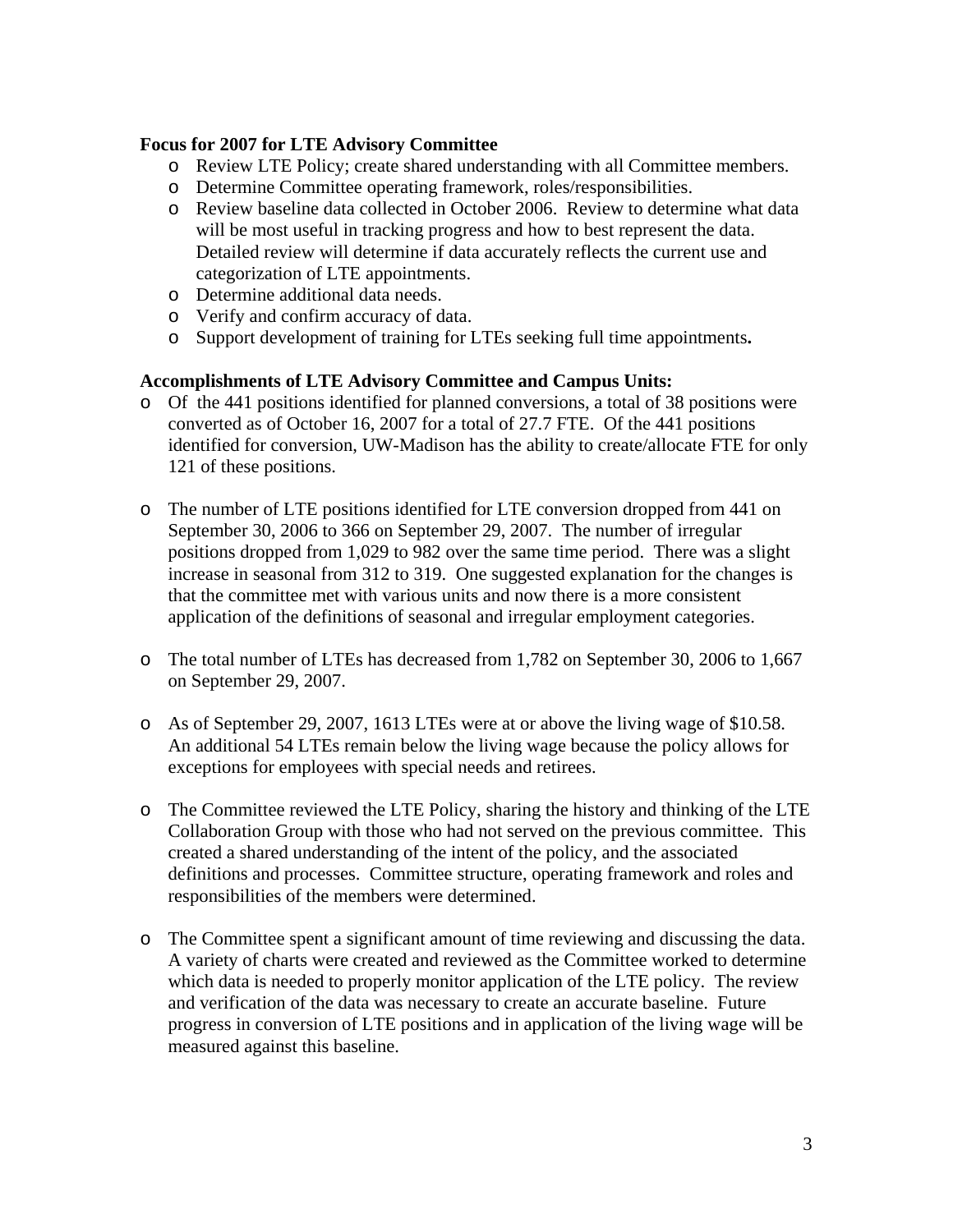**Focus for 2007 for LTE Advisory Committee**

- Review LTE Policy; create shared understanding with all Committee members.
- Determine Committee operating framework, roles/responsibilities.
- Review baseline data collected in October 2006. Review to determine what data will be most useful in tracking progress and how to best represent the data. Detailed review will determine if data accurately reflects the current use and categorization of LTE appointments.
- Determine additional data needs.
- Verify and confirm accuracy of data.
- Support development of training for LTEs seeking full time appointments**.**

**Accomplishments of LTE Advisory Committee and Campus Units:**

- Of the 441 positions identified for planned conversions, a total of 38 positions were converted as of October 16, 2007 for a total of 27.7 FTE. Of the 441 positions identified for conversion, UW-Madison has the ability to create/allocate FTE for only 121 of these positions.

- The number of LTE positions identified for LTE conversion dropped from 441 on September 30, 2006 to 366 on September 29, 2007. The number of irregular positions dropped from 1,029 to 982 over the same time period. There was a slight increase in seasonal from 312 to 319. One suggested explanation for the changes is that the committee met with various units and now there is a more consistent application of the definitions of seasonal and irregular employment categories.

- The total number of LTEs has decreased from 1,782 on September 30, 2006 to 1,667 on September 29, 2007.

- As of September 29, 2007, 1613 LTEs were at or above the living wage of $10.58. An additional 54 LTEs remain below the living wage because the policy allows for exceptions for employees with special needs and retirees.

- The Committee reviewed the LTE Policy, sharing the history and thinking of the LTE Collaboration Group with those who had not served on the previous committee. This created a shared understanding of the intent of the policy, and the associated definitions and processes. Committee structure, operating framework and roles and responsibilities of the members were determined.

- The Committee spent a significant amount of time reviewing and discussing the data. A variety of charts were created and reviewed as the Committee worked to determine which data is needed to properly monitor application of the LTE policy. The review and verification of the data was necessary to create an accurate baseline. Future progress in conversion of LTE positions and in application of the living wage will be measured against this baseline.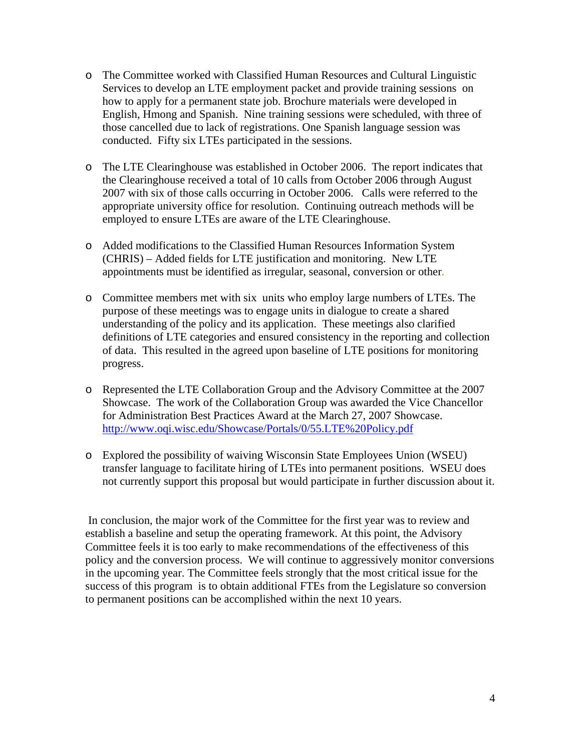- The Committee worked with Classified Human Resources and Cultural Linguistic Services to develop an LTE employment packet and provide training sessions on how to apply for a permanent state job. Brochure materials were developed in English, Hmong and Spanish. Nine training sessions were scheduled, with three of those cancelled due to lack of registrations. One Spanish language session was conducted. Fifty six LTEs participated in the sessions.

- The LTE Clearinghouse was established in October 2006. The report indicates that the Clearinghouse received a total of 10 calls from October 2006 through August 2007 with six of those calls occurring in October 2006. Calls were referred to the appropriate university office for resolution. Continuing outreach methods will be employed to ensure LTEs are aware of the LTE Clearinghouse.

- Added modifications to the Classified Human Resources Information System (CHRIS) – Added fields for LTE justification and monitoring. New LTE appointments must be identified as irregular, seasonal, conversion or other.

- Committee members met with six units who employ large numbers of LTEs. The purpose of these meetings was to engage units in dialogue to create a shared understanding of the policy and its application. These meetings also clarified definitions of LTE categories and ensured consistency in the reporting and collection of data. This resulted in the agreed upon baseline of LTE positions for monitoring progress.

- Represented the LTE Collaboration Group and the Advisory Committee at the 2007 Showcase. The work of the Collaboration Group was awarded the Vice Chancellor for Administration Best Practices Award at the March 27, 2007 Showcase. http://www.oqi.wisc.edu/Showcase/Portals/0/55.LTE%20Policy.pdf

- Explored the possibility of waiving Wisconsin State Employees Union (WSEU) transfer language to facilitate hiring of LTEs into permanent positions. WSEU does not currently support this proposal but would participate in further discussion about it.

In conclusion, the major work of the Committee for the first year was to review and establish a baseline and setup the operating framework. At this point, the Advisory Committee feels it is too early to make recommendations of the effectiveness of this policy and the conversion process. We will continue to aggressively monitor conversions in the upcoming year. The Committee feels strongly that the most critical issue for the success of this program is to obtain additional FTEs from the Legislature so conversion to permanent positions can be accomplished within the next 10 years.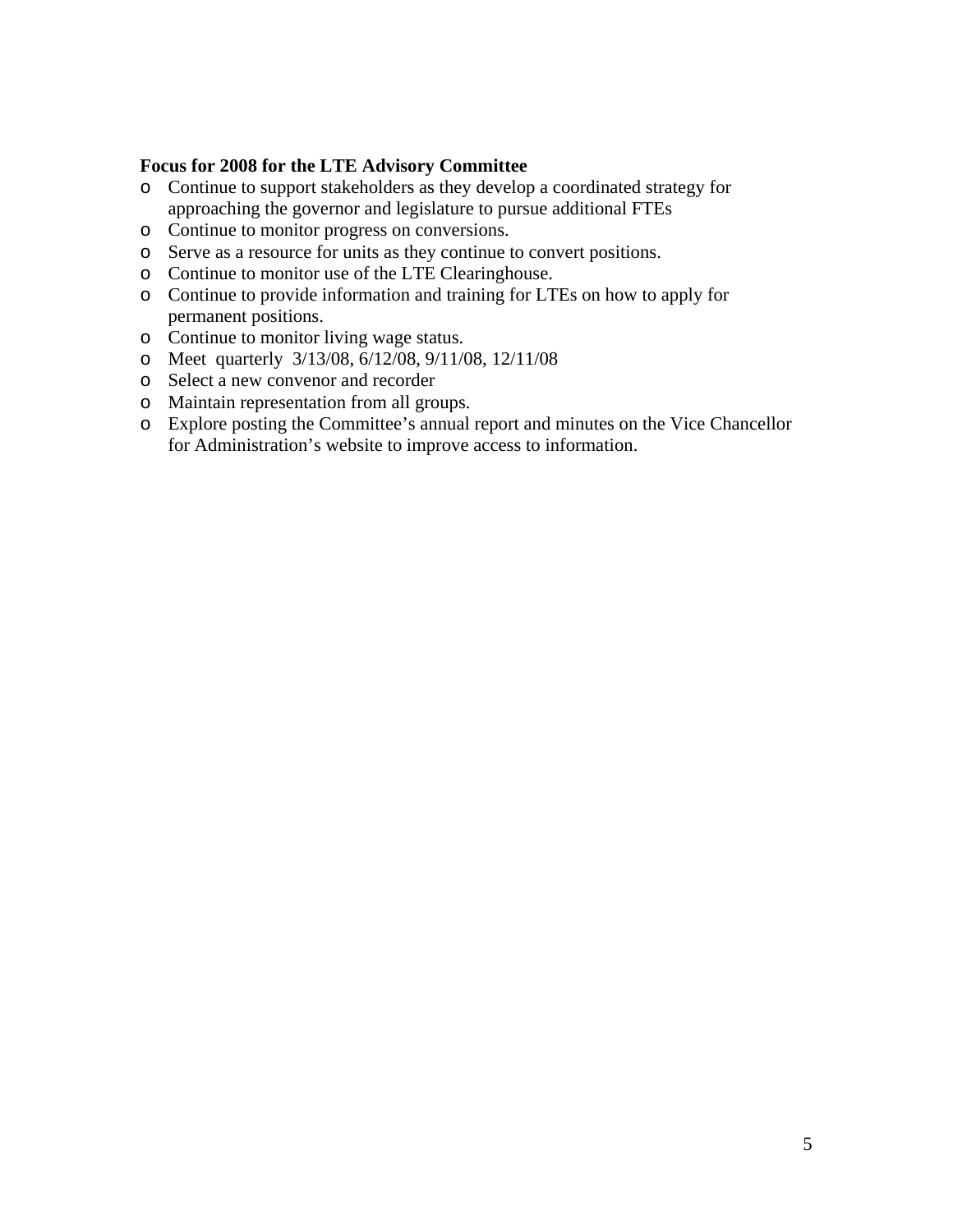**Focus for 2008 for the LTE Advisory Committee**

- Continue to support stakeholders as they develop a coordinated strategy for approaching the governor and legislature to pursue additional FTEs
- Continue to monitor progress on conversions.
- Serve as a resource for units as they continue to convert positions.
- Continue to monitor use of the LTE Clearinghouse.
- Continue to provide information and training for LTEs on how to apply for permanent positions.
- Continue to monitor living wage status.
- Meet quarterly 3/13/08, 6/12/08, 9/11/08, 12/11/08
- Select a new convenor and recorder
- Maintain representation from all groups.
- Explore posting the Committee's annual report and minutes on the Vice Chancellor for Administration's website to improve access to information.